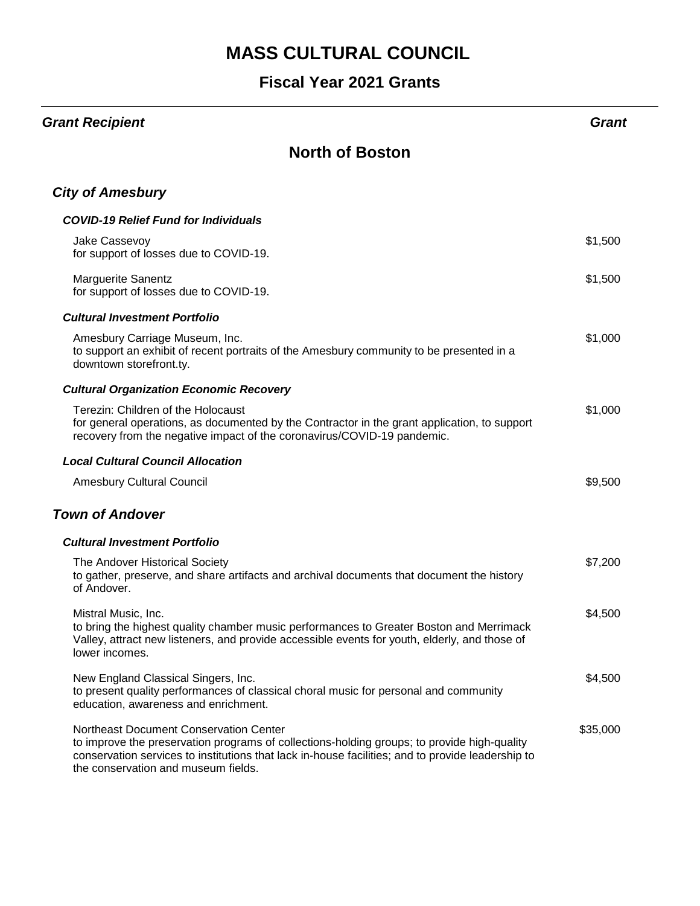# MASS CULTURAL COUNCIL

## Fiscal Year 2021 Grants

| *Grant Recipient* | *Grant* |
|---|---|

## North of Boston

### *City of Amesbury*

#### *COVID-19 Relief Fund for Individuals*

| Grant Recipient | Grant |
|---|---|
| Jake Cassevoy<br>for support of losses due to COVID-19. | $1,500 |
| Marguerite Sanentz<br>for support of losses due to COVID-19. | $1,500 |

#### *Cultural Investment Portfolio*

| Grant Recipient | Grant |
|---|---|
| Amesbury Carriage Museum, Inc.<br>to support an exhibit of recent portraits of the Amesbury community to be presented in a downtown storefront.ty. | $1,000 |

#### *Cultural Organization Economic Recovery*

| Grant Recipient | Grant |
|---|---|
| Terezin: Children of the Holocaust<br>for general operations, as documented by the Contractor in the grant application, to support recovery from the negative impact of the coronavirus/COVID-19 pandemic. | $1,000 |

#### *Local Cultural Council Allocation*

| Grant Recipient | Grant |
|---|---|
| Amesbury Cultural Council | $9,500 |

### *Town of Andover*

#### *Cultural Investment Portfolio*

| Grant Recipient | Grant |
|---|---|
| The Andover Historical Society<br>to gather, preserve, and share artifacts and archival documents that document the history of Andover. | $7,200 |
| Mistral Music, Inc.<br>to bring the highest quality chamber music performances to Greater Boston and Merrimack Valley, attract new listeners, and provide accessible events for youth, elderly, and those of lower incomes. | $4,500 |
| New England Classical Singers, Inc.<br>to present quality performances of classical choral music for personal and community education, awareness and enrichment. | $4,500 |
| Northeast Document Conservation Center<br>to improve the preservation programs of collections-holding groups; to provide high-quality conservation services to institutions that lack in-house facilities; and to provide leadership to the conservation and museum fields. | $35,000 |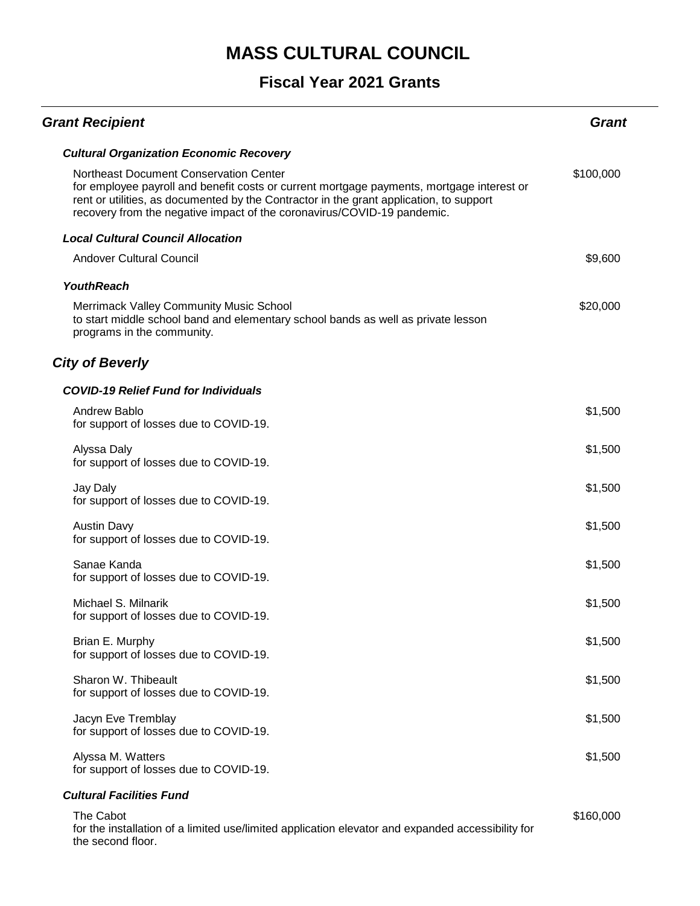# MASS CULTURAL COUNCIL

## Fiscal Year 2021 Grants

| *Grant Recipient* | *Grant* |
|---|---|
| ***Cultural Organization Economic Recovery*** | |
| Northeast Document Conservation Center<br>for employee payroll and benefit costs or current mortgage payments, mortgage interest or rent or utilities, as documented by the Contractor in the grant application, to support recovery from the negative impact of the coronavirus/COVID-19 pandemic. | $100,000 |
| ***Local Cultural Council Allocation*** | |
| Andover Cultural Council | $9,600 |
| ***YouthReach*** | |
| Merrimack Valley Community Music School<br>to start middle school band and elementary school bands as well as private lesson programs in the community. | $20,000 |

### *City of Beverly*

| | |
|---|---|
| ***COVID-19 Relief Fund for Individuals*** | |
| Andrew Bablo<br>for support of losses due to COVID-19. | $1,500 |
| Alyssa Daly<br>for support of losses due to COVID-19. | $1,500 |
| Jay Daly<br>for support of losses due to COVID-19. | $1,500 |
| Austin Davy<br>for support of losses due to COVID-19. | $1,500 |
| Sanae Kanda<br>for support of losses due to COVID-19. | $1,500 |
| Michael S. Milnarik<br>for support of losses due to COVID-19. | $1,500 |
| Brian E. Murphy<br>for support of losses due to COVID-19. | $1,500 |
| Sharon W. Thibeault<br>for support of losses due to COVID-19. | $1,500 |
| Jacyn Eve Tremblay<br>for support of losses due to COVID-19. | $1,500 |
| Alyssa M. Watters<br>for support of losses due to COVID-19. | $1,500 |
| ***Cultural Facilities Fund*** | |
| The Cabot<br>for the installation of a limited use/limited application elevator and expanded accessibility for the second floor. | $160,000 |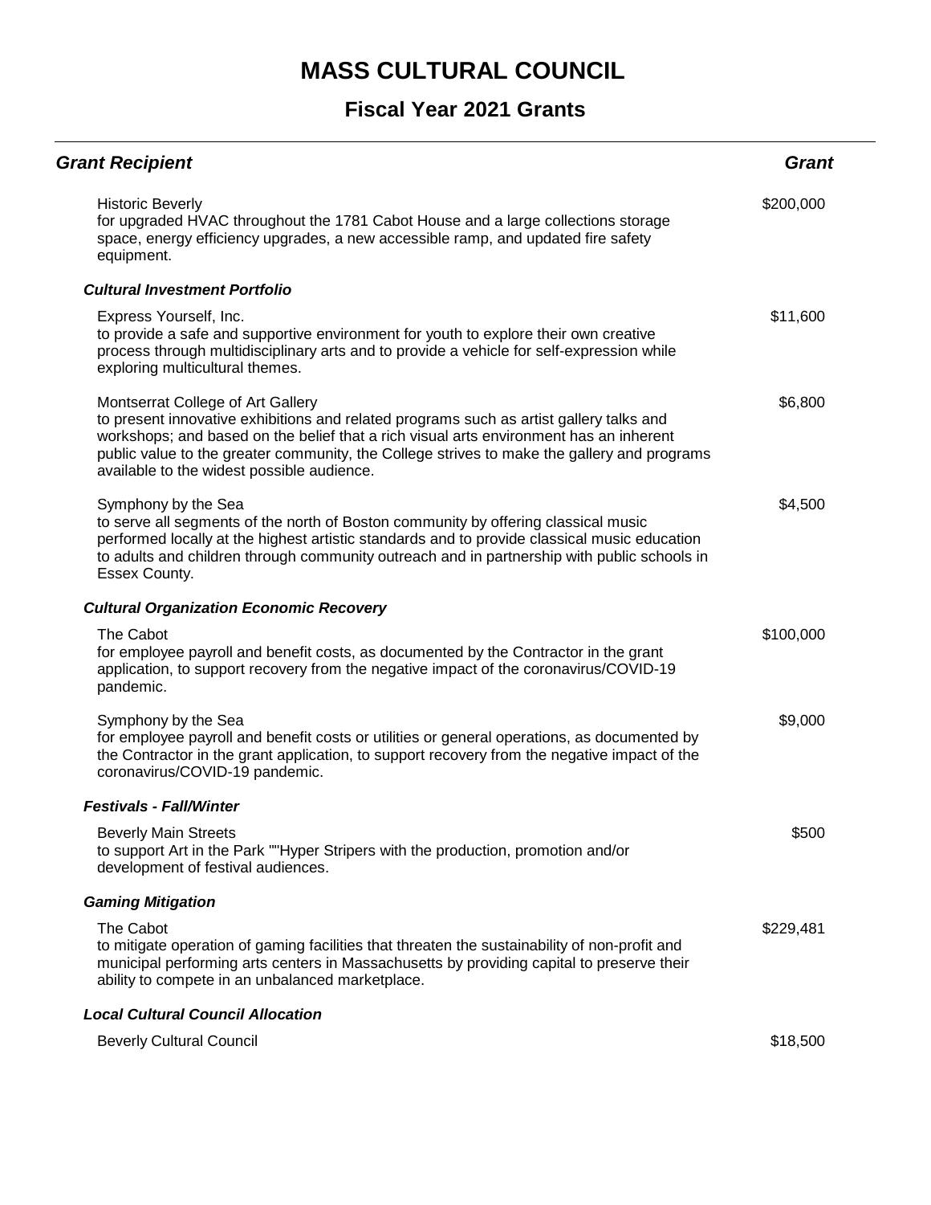# MASS CULTURAL COUNCIL

## Fiscal Year 2021 Grants

| *Grant Recipient* | *Grant* |
|---|---|
| Historic Beverly<br>for upgraded HVAC throughout the 1781 Cabot House and a large collections storage space, energy efficiency upgrades, a new accessible ramp, and updated fire safety equipment. | $200,000 |
| ***Cultural Investment Portfolio*** | |
| Express Yourself, Inc.<br>to provide a safe and supportive environment for youth to explore their own creative process through multidisciplinary arts and to provide a vehicle for self-expression while exploring multicultural themes. | $11,600 |
| Montserrat College of Art Gallery<br>to present innovative exhibitions and related programs such as artist gallery talks and workshops; and based on the belief that a rich visual arts environment has an inherent public value to the greater community, the College strives to make the gallery and programs available to the widest possible audience. | $6,800 |
| Symphony by the Sea<br>to serve all segments of the north of Boston community by offering classical music performed locally at the highest artistic standards and to provide classical music education to adults and children through community outreach and in partnership with public schools in Essex County. | $4,500 |
| ***Cultural Organization Economic Recovery*** | |
| The Cabot<br>for employee payroll and benefit costs, as documented by the Contractor in the grant application, to support recovery from the negative impact of the coronavirus/COVID-19 pandemic. | $100,000 |
| Symphony by the Sea<br>for employee payroll and benefit costs or utilities or general operations, as documented by the Contractor in the grant application, to support recovery from the negative impact of the coronavirus/COVID-19 pandemic. | $9,000 |
| ***Festivals - Fall/Winter*** | |
| Beverly Main Streets<br>to support Art in the Park ""Hyper Stripers with the production, promotion and/or development of festival audiences. | $500 |
| ***Gaming Mitigation*** | |
| The Cabot<br>to mitigate operation of gaming facilities that threaten the sustainability of non-profit and municipal performing arts centers in Massachusetts by providing capital to preserve their ability to compete in an unbalanced marketplace. | $229,481 |
| ***Local Cultural Council Allocation*** | |
| Beverly Cultural Council | $18,500 |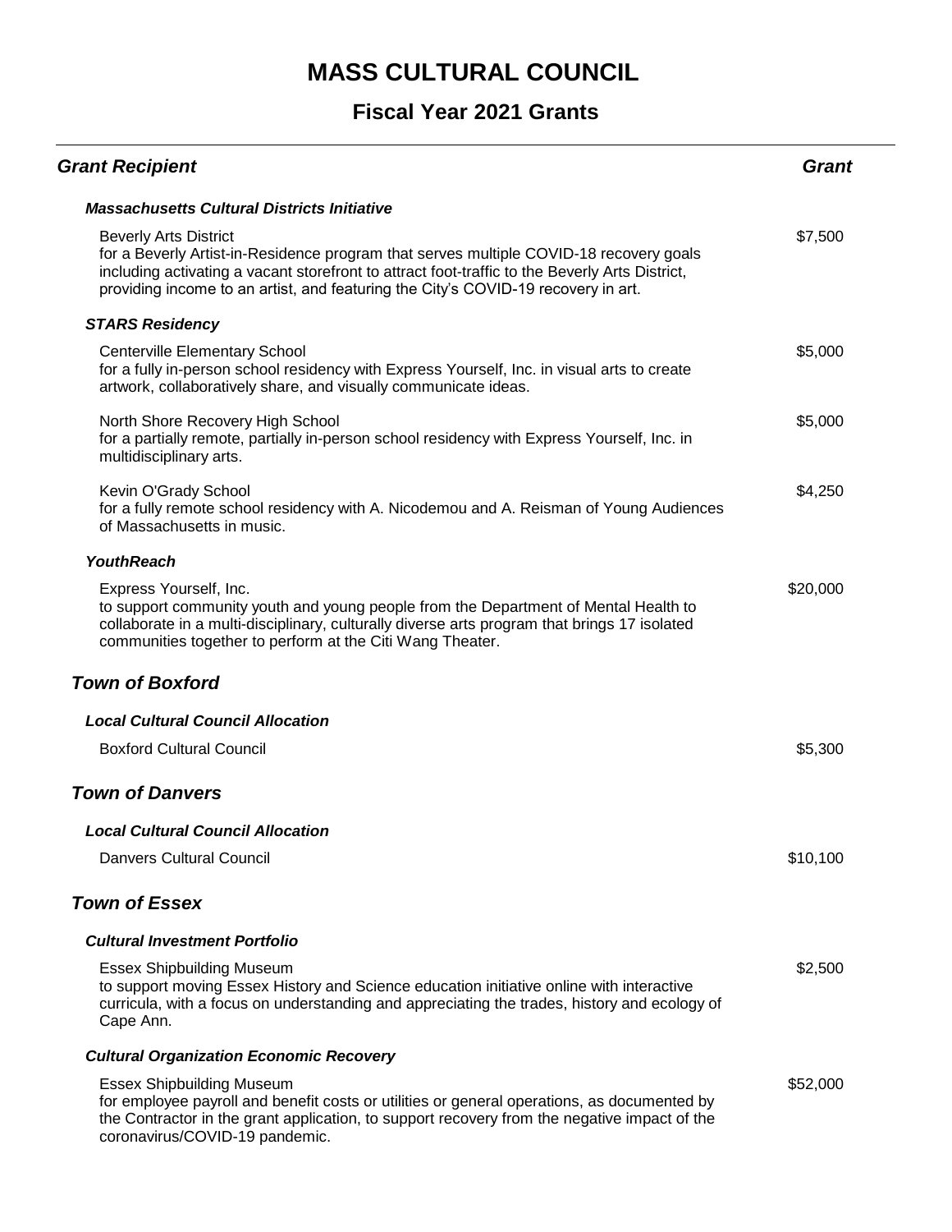# MASS CULTURAL COUNCIL

## Fiscal Year 2021 Grants

| Grant Recipient | Grant |
| --- | --- |
| ***Massachusetts Cultural Districts Initiative*** | |
| Beverly Arts District<br>for a Beverly Artist-in-Residence program that serves multiple COVID-18 recovery goals including activating a vacant storefront to attract foot-traffic to the Beverly Arts District, providing income to an artist, and featuring the City's COVID-19 recovery in art. | $7,500 |
| ***STARS Residency*** | |
| Centerville Elementary School<br>for a fully in-person school residency with Express Yourself, Inc. in visual arts to create artwork, collaboratively share, and visually communicate ideas. | $5,000 |
| North Shore Recovery High School<br>for a partially remote, partially in-person school residency with Express Yourself, Inc. in multidisciplinary arts. | $5,000 |
| Kevin O'Grady School<br>for a fully remote school residency with A. Nicodemou and A. Reisman of Young Audiences of Massachusetts in music. | $4,250 |
| ***YouthReach*** | |
| Express Yourself, Inc.<br>to support community youth and young people from the Department of Mental Health to collaborate in a multi-disciplinary, culturally diverse arts program that brings 17 isolated communities together to perform at the Citi Wang Theater. | $20,000 |
| ***Town of Boxford*** | |
| ***Local Cultural Council Allocation*** | |
| Boxford Cultural Council | $5,300 |
| ***Town of Danvers*** | |
| ***Local Cultural Council Allocation*** | |
| Danvers Cultural Council | $10,100 |
| ***Town of Essex*** | |
| ***Cultural Investment Portfolio*** | |
| Essex Shipbuilding Museum<br>to support moving Essex History and Science education initiative online with interactive curricula, with a focus on understanding and appreciating the trades, history and ecology of Cape Ann. | $2,500 |
| ***Cultural Organization Economic Recovery*** | |
| Essex Shipbuilding Museum<br>for employee payroll and benefit costs or utilities or general operations, as documented by the Contractor in the grant application, to support recovery from the negative impact of the coronavirus/COVID-19 pandemic. | $52,000 |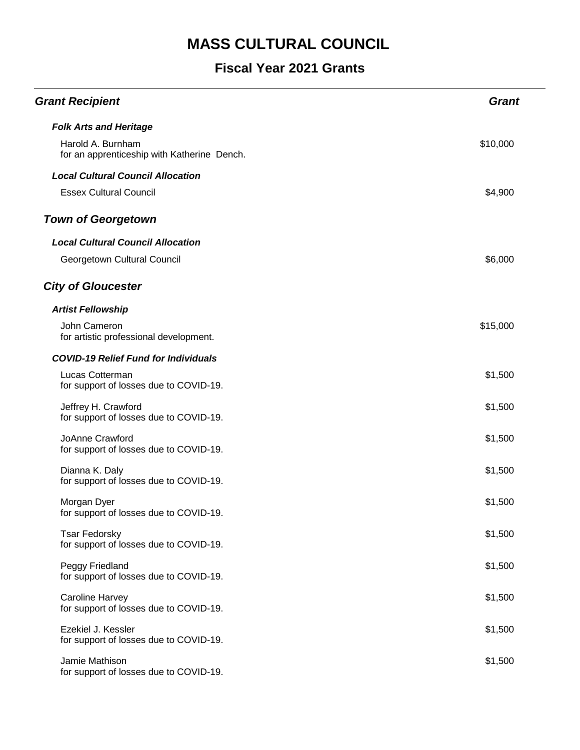# MASS CULTURAL COUNCIL

## Fiscal Year 2021 Grants

| *Grant Recipient* | *Grant* |
|---|---|
| ***Folk Arts and Heritage*** | |
| Harold A. Burnham<br>for an apprenticeship with Katherine Dench. | $10,000 |
| ***Local Cultural Council Allocation*** | |
| Essex Cultural Council | $4,900 |
| ***Town of Georgetown*** | |
| ***Local Cultural Council Allocation*** | |
| Georgetown Cultural Council | $6,000 |
| ***City of Gloucester*** | |
| ***Artist Fellowship*** | |
| John Cameron<br>for artistic professional development. | $15,000 |
| ***COVID-19 Relief Fund for Individuals*** | |
| Lucas Cotterman<br>for support of losses due to COVID-19. | $1,500 |
| Jeffrey H. Crawford<br>for support of losses due to COVID-19. | $1,500 |
| JoAnne Crawford<br>for support of losses due to COVID-19. | $1,500 |
| Dianna K. Daly<br>for support of losses due to COVID-19. | $1,500 |
| Morgan Dyer<br>for support of losses due to COVID-19. | $1,500 |
| Tsar Fedorsky<br>for support of losses due to COVID-19. | $1,500 |
| Peggy Friedland<br>for support of losses due to COVID-19. | $1,500 |
| Caroline Harvey<br>for support of losses due to COVID-19. | $1,500 |
| Ezekiel J. Kessler<br>for support of losses due to COVID-19. | $1,500 |
| Jamie Mathison<br>for support of losses due to COVID-19. | $1,500 |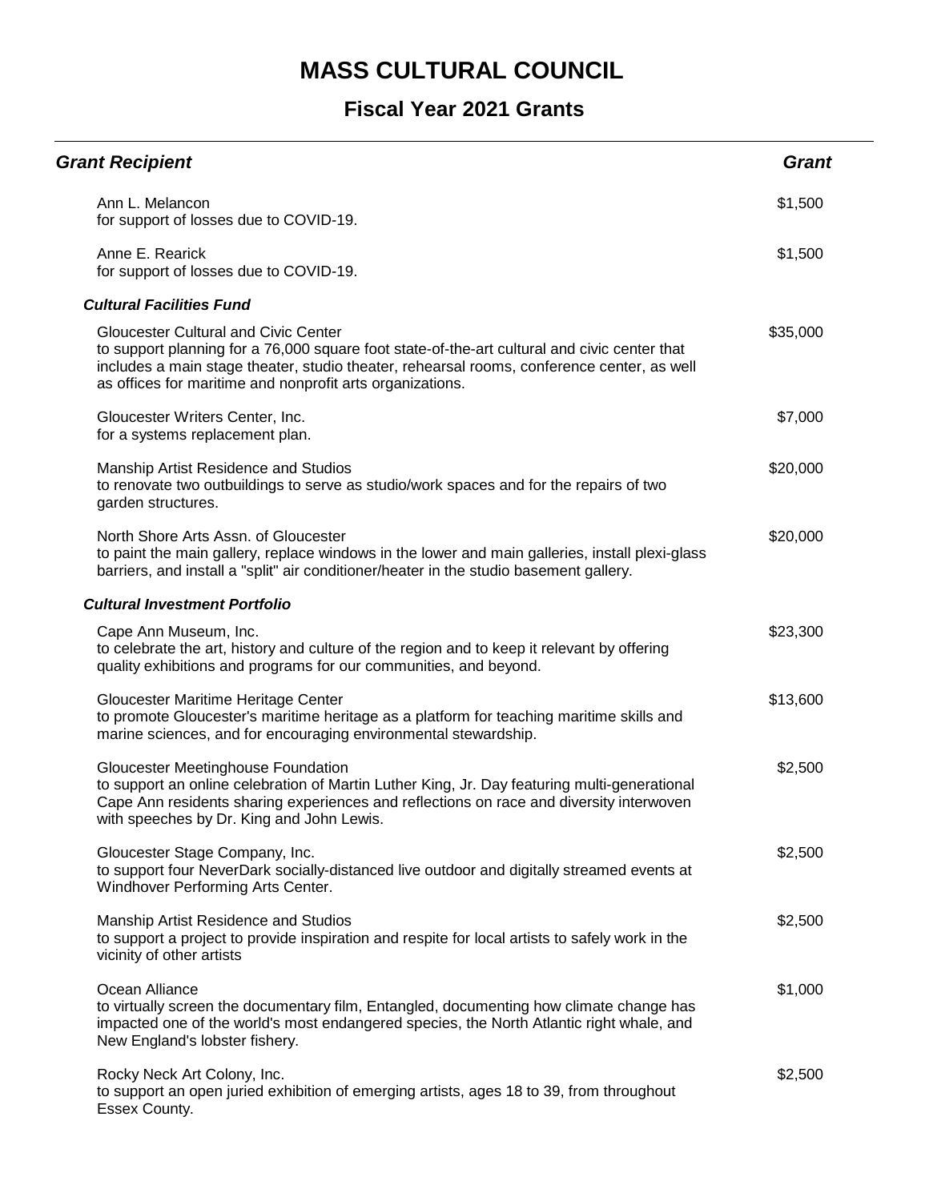# MASS CULTURAL COUNCIL

## Fiscal Year 2021 Grants

| ***Grant Recipient*** | ***Grant*** |
|---|---|
| Ann L. Melancon<br>for support of losses due to COVID-19. | $1,500 |
| Anne E. Rearick<br>for support of losses due to COVID-19. | $1,500 |
| ***Cultural Facilities Fund*** | |
| Gloucester Cultural and Civic Center<br>to support planning for a 76,000 square foot state-of-the-art cultural and civic center that includes a main stage theater, studio theater, rehearsal rooms, conference center, as well as offices for maritime and nonprofit arts organizations. | $35,000 |
| Gloucester Writers Center, Inc.<br>for a systems replacement plan. | $7,000 |
| Manship Artist Residence and Studios<br>to renovate two outbuildings to serve as studio/work spaces and for the repairs of two garden structures. | $20,000 |
| North Shore Arts Assn. of Gloucester<br>to paint the main gallery, replace windows in the lower and main galleries, install plexi-glass barriers, and install a "split" air conditioner/heater in the studio basement gallery. | $20,000 |
| ***Cultural Investment Portfolio*** | |
| Cape Ann Museum, Inc.<br>to celebrate the art, history and culture of the region and to keep it relevant by offering quality exhibitions and programs for our communities, and beyond. | $23,300 |
| Gloucester Maritime Heritage Center<br>to promote Gloucester's maritime heritage as a platform for teaching maritime skills and marine sciences, and for encouraging environmental stewardship. | $13,600 |
| Gloucester Meetinghouse Foundation<br>to support an online celebration of Martin Luther King, Jr. Day featuring multi-generational Cape Ann residents sharing experiences and reflections on race and diversity interwoven with speeches by Dr. King and John Lewis. | $2,500 |
| Gloucester Stage Company, Inc.<br>to support four NeverDark socially-distanced live outdoor and digitally streamed events at Windhover Performing Arts Center. | $2,500 |
| Manship Artist Residence and Studios<br>to support a project to provide inspiration and respite for local artists to safely work in the vicinity of other artists | $2,500 |
| Ocean Alliance<br>to virtually screen the documentary film, Entangled, documenting how climate change has impacted one of the world's most endangered species, the North Atlantic right whale, and New England's lobster fishery. | $1,000 |
| Rocky Neck Art Colony, Inc.<br>to support an open juried exhibition of emerging artists, ages 18 to 39, from throughout Essex County. | $2,500 |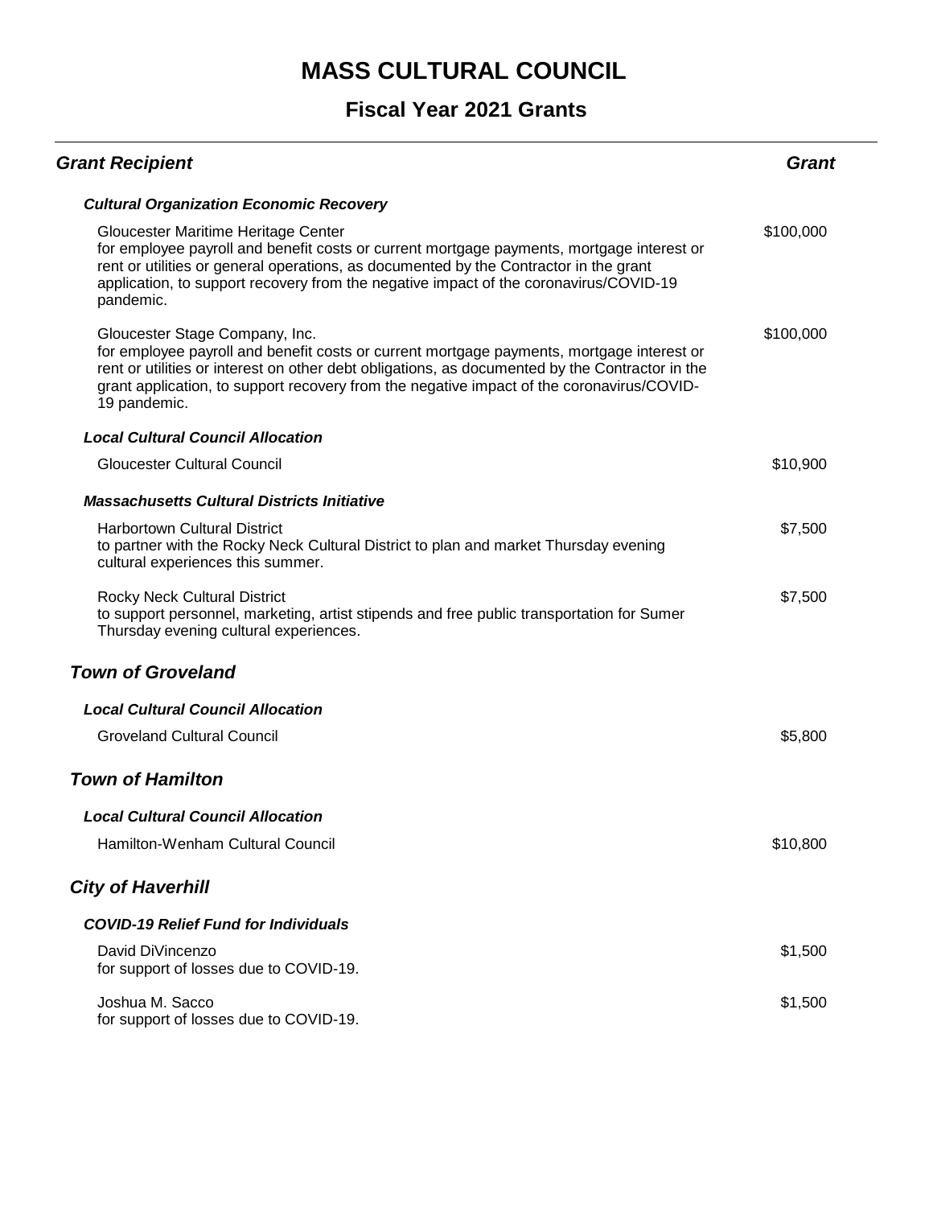# MASS CULTURAL COUNCIL

## Fiscal Year 2021 Grants

| *Grant Recipient* | *Grant* |
|---|---|
| ***Cultural Organization Economic Recovery*** | |
| Gloucester Maritime Heritage Center<br>for employee payroll and benefit costs or current mortgage payments, mortgage interest or rent or utilities or general operations, as documented by the Contractor in the grant application, to support recovery from the negative impact of the coronavirus/COVID-19 pandemic. | $100,000 |
| Gloucester Stage Company, Inc.<br>for employee payroll and benefit costs or current mortgage payments, mortgage interest or rent or utilities or interest on other debt obligations, as documented by the Contractor in the grant application, to support recovery from the negative impact of the coronavirus/COVID-19 pandemic. | $100,000 |
| ***Local Cultural Council Allocation*** | |
| Gloucester Cultural Council | $10,900 |
| ***Massachusetts Cultural Districts Initiative*** | |
| Harbortown Cultural District<br>to partner with the Rocky Neck Cultural District to plan and market Thursday evening cultural experiences this summer. | $7,500 |
| Rocky Neck Cultural District<br>to support personnel, marketing, artist stipends and free public transportation for Sumer Thursday evening cultural experiences. | $7,500 |
| ***Town of Groveland*** | |
| ***Local Cultural Council Allocation*** | |
| Groveland Cultural Council | $5,800 |
| ***Town of Hamilton*** | |
| ***Local Cultural Council Allocation*** | |
| Hamilton-Wenham Cultural Council | $10,800 |
| ***City of Haverhill*** | |
| ***COVID-19 Relief Fund for Individuals*** | |
| David DiVincenzo<br>for support of losses due to COVID-19. | $1,500 |
| Joshua M. Sacco<br>for support of losses due to COVID-19. | $1,500 |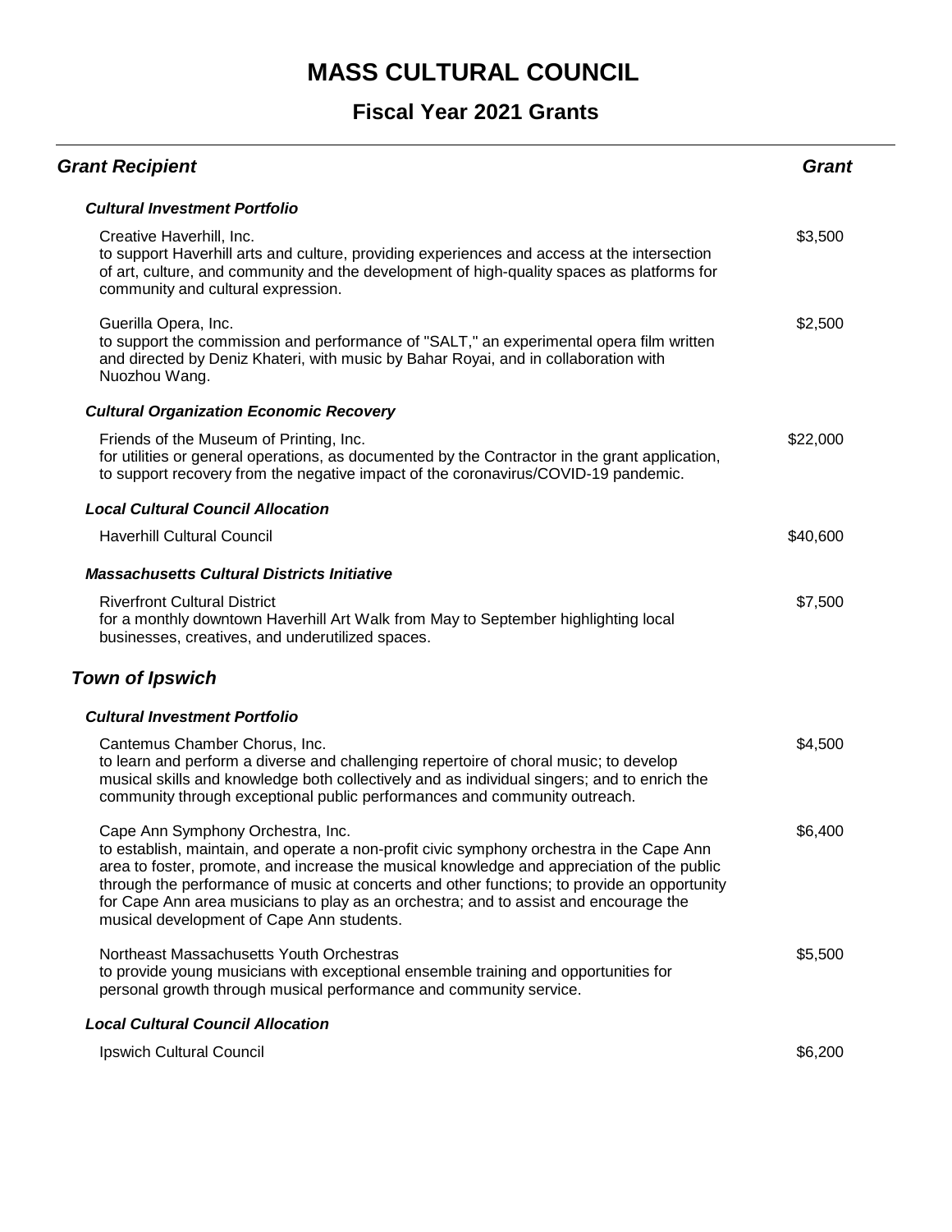# MASS CULTURAL COUNCIL

## Fiscal Year 2021 Grants

| Grant Recipient | Grant |
|---|---|
| ***Cultural Investment Portfolio*** | |
| Creative Haverhill, Inc.<br>to support Haverhill arts and culture, providing experiences and access at the intersection of art, culture, and community and the development of high-quality spaces as platforms for community and cultural expression. | $3,500 |
| Guerilla Opera, Inc.<br>to support the commission and performance of "SALT," an experimental opera film written and directed by Deniz Khateri, with music by Bahar Royai, and in collaboration with Nuozhou Wang. | $2,500 |
| ***Cultural Organization Economic Recovery*** | |
| Friends of the Museum of Printing, Inc.<br>for utilities or general operations, as documented by the Contractor in the grant application, to support recovery from the negative impact of the coronavirus/COVID-19 pandemic. | $22,000 |
| ***Local Cultural Council Allocation*** | |
| Haverhill Cultural Council | $40,600 |
| ***Massachusetts Cultural Districts Initiative*** | |
| Riverfront Cultural District<br>for a monthly downtown Haverhill Art Walk from May to September highlighting local businesses, creatives, and underutilized spaces. | $7,500 |

### *Town of Ipswich*

| Grant Recipient | Grant |
|---|---|
| ***Cultural Investment Portfolio*** | |
| Cantemus Chamber Chorus, Inc.<br>to learn and perform a diverse and challenging repertoire of choral music; to develop musical skills and knowledge both collectively and as individual singers; and to enrich the community through exceptional public performances and community outreach. | $4,500 |
| Cape Ann Symphony Orchestra, Inc.<br>to establish, maintain, and operate a non-profit civic symphony orchestra in the Cape Ann area to foster, promote, and increase the musical knowledge and appreciation of the public through the performance of music at concerts and other functions; to provide an opportunity for Cape Ann area musicians to play as an orchestra; and to assist and encourage the musical development of Cape Ann students. | $6,400 |
| Northeast Massachusetts Youth Orchestras<br>to provide young musicians with exceptional ensemble training and opportunities for personal growth through musical performance and community service. | $5,500 |
| ***Local Cultural Council Allocation*** | |
| Ipswich Cultural Council | $6,200 |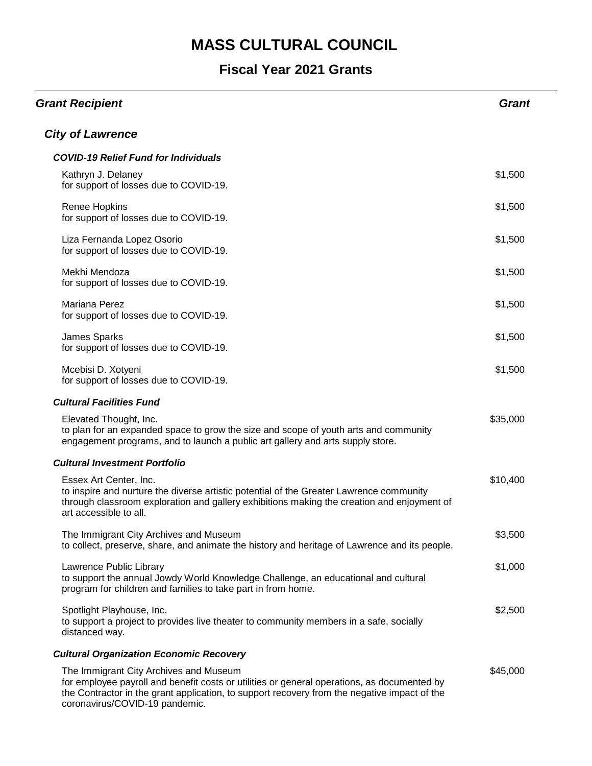# MASS CULTURAL COUNCIL

## Fiscal Year 2021 Grants

| *Grant Recipient* | *Grant* |
|---|---|

### *City of Lawrence*

#### *COVID-19 Relief Fund for Individuals*

| | |
|---|---|
| Kathryn J. Delaney<br>for support of losses due to COVID-19. | $1,500 |
| Renee Hopkins<br>for support of losses due to COVID-19. | $1,500 |
| Liza Fernanda Lopez Osorio<br>for support of losses due to COVID-19. | $1,500 |
| Mekhi Mendoza<br>for support of losses due to COVID-19. | $1,500 |
| Mariana Perez<br>for support of losses due to COVID-19. | $1,500 |
| James Sparks<br>for support of losses due to COVID-19. | $1,500 |
| Mcebisi D. Xotyeni<br>for support of losses due to COVID-19. | $1,500 |

#### *Cultural Facilities Fund*

| | |
|---|---|
| Elevated Thought, Inc.<br>to plan for an expanded space to grow the size and scope of youth arts and community engagement programs, and to launch a public art gallery and arts supply store. | $35,000 |

#### *Cultural Investment Portfolio*

| | |
|---|---|
| Essex Art Center, Inc.<br>to inspire and nurture the diverse artistic potential of the Greater Lawrence community through classroom exploration and gallery exhibitions making the creation and enjoyment of art accessible to all. | $10,400 |
| The Immigrant City Archives and Museum<br>to collect, preserve, share, and animate the history and heritage of Lawrence and its people. | $3,500 |
| Lawrence Public Library<br>to support the annual Jowdy World Knowledge Challenge, an educational and cultural program for children and families to take part in from home. | $1,000 |
| Spotlight Playhouse, Inc.<br>to support a project to provides live theater to community members in a safe, socially distanced way. | $2,500 |

#### *Cultural Organization Economic Recovery*

| | |
|---|---|
| The Immigrant City Archives and Museum<br>for employee payroll and benefit costs or utilities or general operations, as documented by the Contractor in the grant application, to support recovery from the negative impact of the coronavirus/COVID-19 pandemic. | $45,000 |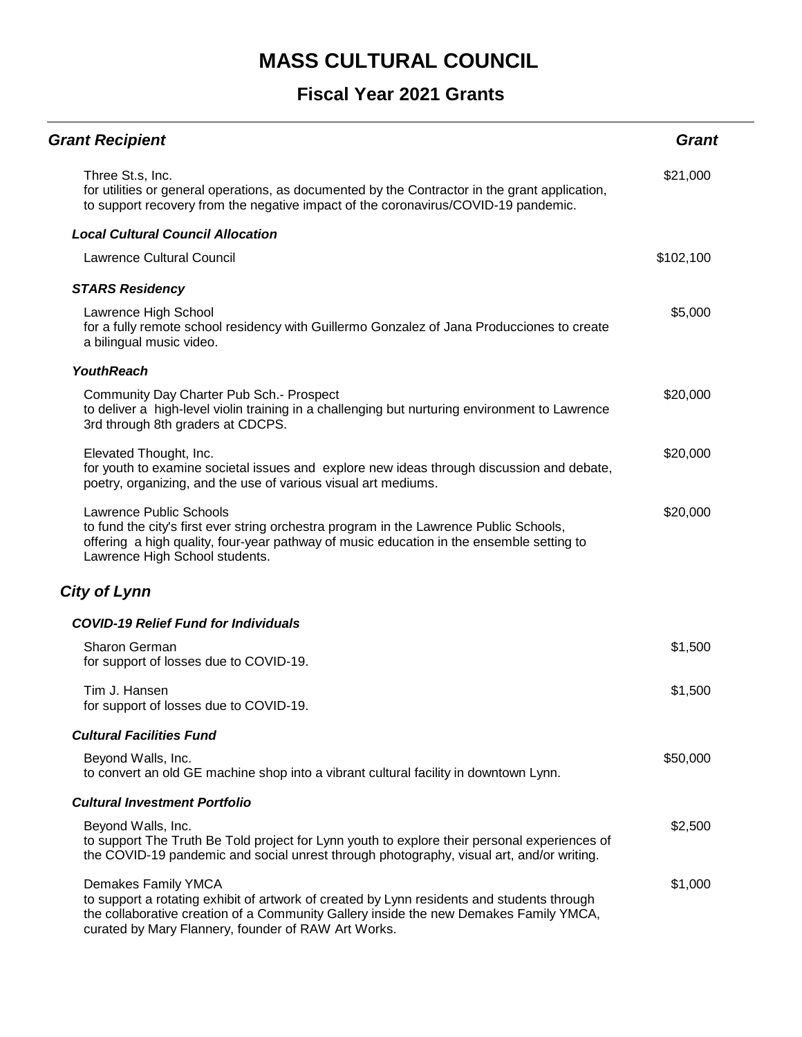# MASS CULTURAL COUNCIL

## Fiscal Year 2021 Grants

| Grant Recipient | Grant |
|---|---|
| Three St.s, Inc.<br>for utilities or general operations, as documented by the Contractor in the grant application, to support recovery from the negative impact of the coronavirus/COVID-19 pandemic. | $21,000 |
| ***Local Cultural Council Allocation*** | |
| Lawrence Cultural Council | $102,100 |
| ***STARS Residency*** | |
| Lawrence High School<br>for a fully remote school residency with Guillermo Gonzalez of Jana Producciones to create a bilingual music video. | $5,000 |
| ***YouthReach*** | |
| Community Day Charter Pub Sch.- Prospect<br>to deliver a high-level violin training in a challenging but nurturing environment to Lawrence 3rd through 8th graders at CDCPS. | $20,000 |
| Elevated Thought, Inc.<br>for youth to examine societal issues and explore new ideas through discussion and debate, poetry, organizing, and the use of various visual art mediums. | $20,000 |
| Lawrence Public Schools<br>to fund the city's first ever string orchestra program in the Lawrence Public Schools, offering a high quality, four-year pathway of music education in the ensemble setting to Lawrence High School students. | $20,000 |
| ***City of Lynn*** | |
| ***COVID-19 Relief Fund for Individuals*** | |
| Sharon German<br>for support of losses due to COVID-19. | $1,500 |
| Tim J. Hansen<br>for support of losses due to COVID-19. | $1,500 |
| ***Cultural Facilities Fund*** | |
| Beyond Walls, Inc.<br>to convert an old GE machine shop into a vibrant cultural facility in downtown Lynn. | $50,000 |
| ***Cultural Investment Portfolio*** | |
| Beyond Walls, Inc.<br>to support The Truth Be Told project for Lynn youth to explore their personal experiences of the COVID-19 pandemic and social unrest through photography, visual art, and/or writing. | $2,500 |
| Demakes Family YMCA<br>to support a rotating exhibit of artwork of created by Lynn residents and students through the collaborative creation of a Community Gallery inside the new Demakes Family YMCA, curated by Mary Flannery, founder of RAW Art Works. | $1,000 |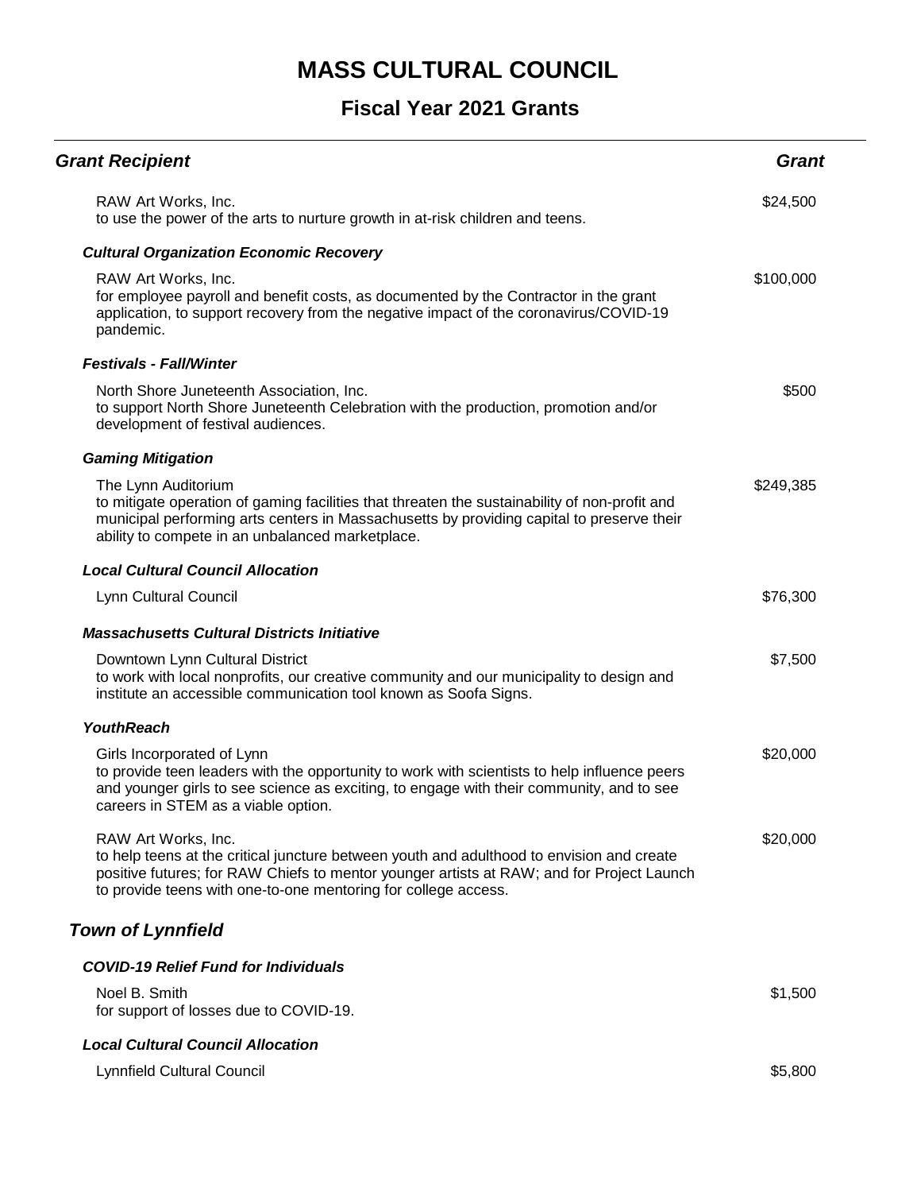# MASS CULTURAL COUNCIL

## Fiscal Year 2021 Grants

| Grant Recipient | Grant |
|---|---|
| RAW Art Works, Inc.<br>to use the power of the arts to nurture growth in at-risk children and teens. | $24,500 |
| ***Cultural Organization Economic Recovery*** | |
| RAW Art Works, Inc.<br>for employee payroll and benefit costs, as documented by the Contractor in the grant application, to support recovery from the negative impact of the coronavirus/COVID-19 pandemic. | $100,000 |
| ***Festivals - Fall/Winter*** | |
| North Shore Juneteenth Association, Inc.<br>to support North Shore Juneteenth Celebration with the production, promotion and/or development of festival audiences. | $500 |
| ***Gaming Mitigation*** | |
| The Lynn Auditorium<br>to mitigate operation of gaming facilities that threaten the sustainability of non-profit and municipal performing arts centers in Massachusetts by providing capital to preserve their ability to compete in an unbalanced marketplace. | $249,385 |
| ***Local Cultural Council Allocation*** | |
| Lynn Cultural Council | $76,300 |
| ***Massachusetts Cultural Districts Initiative*** | |
| Downtown Lynn Cultural District<br>to work with local nonprofits, our creative community and our municipality to design and institute an accessible communication tool known as Soofa Signs. | $7,500 |
| ***YouthReach*** | |
| Girls Incorporated of Lynn<br>to provide teen leaders with the opportunity to work with scientists to help influence peers and younger girls to see science as exciting, to engage with their community, and to see careers in STEM as a viable option. | $20,000 |
| RAW Art Works, Inc.<br>to help teens at the critical juncture between youth and adulthood to envision and create positive futures; for RAW Chiefs to mentor younger artists at RAW; and for Project Launch to provide teens with one-to-one mentoring for college access. | $20,000 |

### *Town of Lynnfield*

| Grant Recipient | Grant |
|---|---|
| ***COVID-19 Relief Fund for Individuals*** | |
| Noel B. Smith<br>for support of losses due to COVID-19. | $1,500 |
| ***Local Cultural Council Allocation*** | |
| Lynnfield Cultural Council | $5,800 |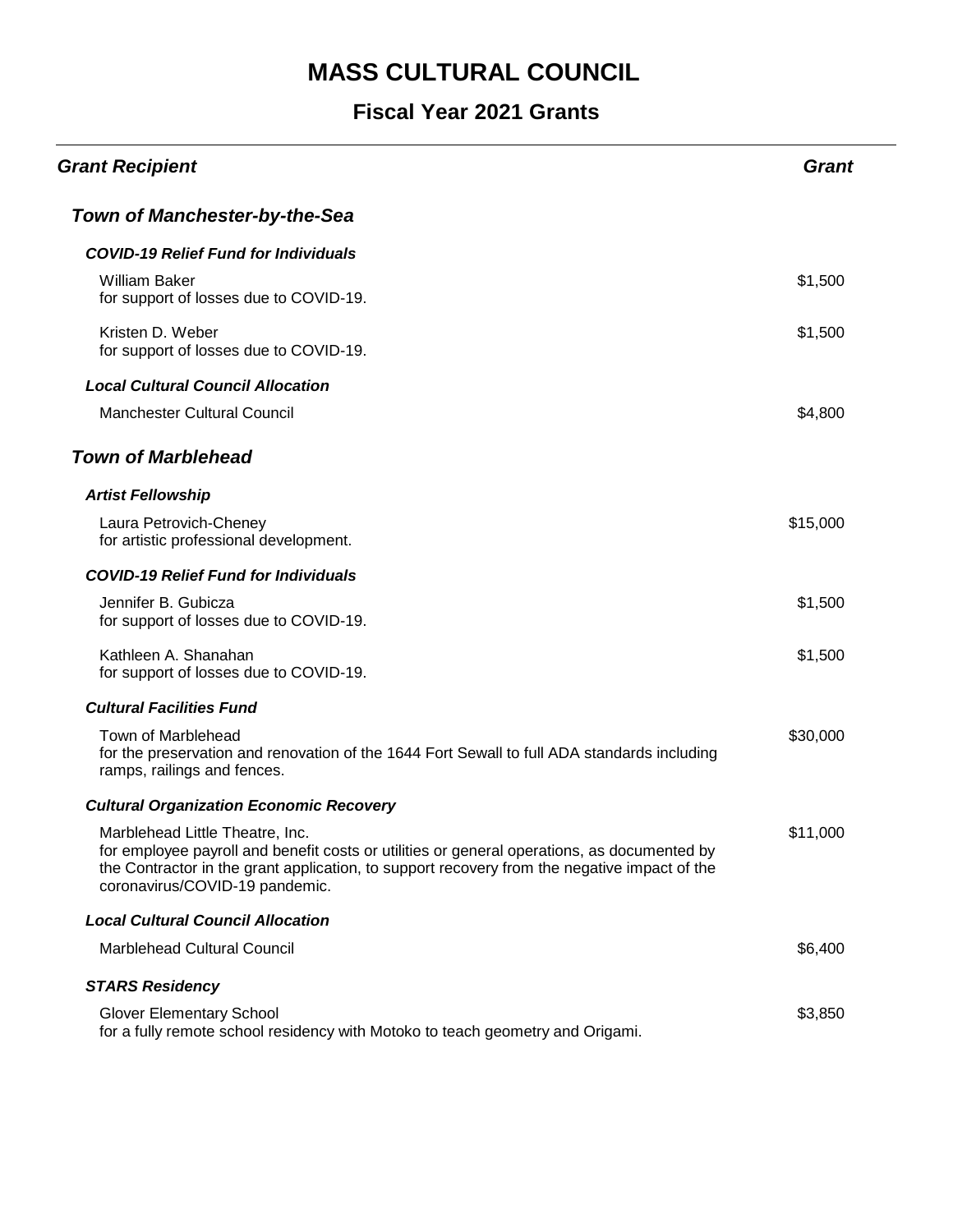# MASS CULTURAL COUNCIL

## Fiscal Year 2021 Grants

| *Grant Recipient* | *Grant* |
|---|---|
| ***Town of Manchester-by-the-Sea*** | |
| ***COVID-19 Relief Fund for Individuals*** | |
| William Baker<br>for support of losses due to COVID-19. | $1,500 |
| Kristen D. Weber<br>for support of losses due to COVID-19. | $1,500 |
| ***Local Cultural Council Allocation*** | |
| Manchester Cultural Council | $4,800 |
| ***Town of Marblehead*** | |
| ***Artist Fellowship*** | |
| Laura Petrovich-Cheney<br>for artistic professional development. | $15,000 |
| ***COVID-19 Relief Fund for Individuals*** | |
| Jennifer B. Gubicza<br>for support of losses due to COVID-19. | $1,500 |
| Kathleen A. Shanahan<br>for support of losses due to COVID-19. | $1,500 |
| ***Cultural Facilities Fund*** | |
| Town of Marblehead<br>for the preservation and renovation of the 1644 Fort Sewall to full ADA standards including ramps, railings and fences. | $30,000 |
| ***Cultural Organization Economic Recovery*** | |
| Marblehead Little Theatre, Inc.<br>for employee payroll and benefit costs or utilities or general operations, as documented by the Contractor in the grant application, to support recovery from the negative impact of the coronavirus/COVID-19 pandemic. | $11,000 |
| ***Local Cultural Council Allocation*** | |
| Marblehead Cultural Council | $6,400 |
| ***STARS Residency*** | |
| Glover Elementary School<br>for a fully remote school residency with Motoko to teach geometry and Origami. | $3,850 |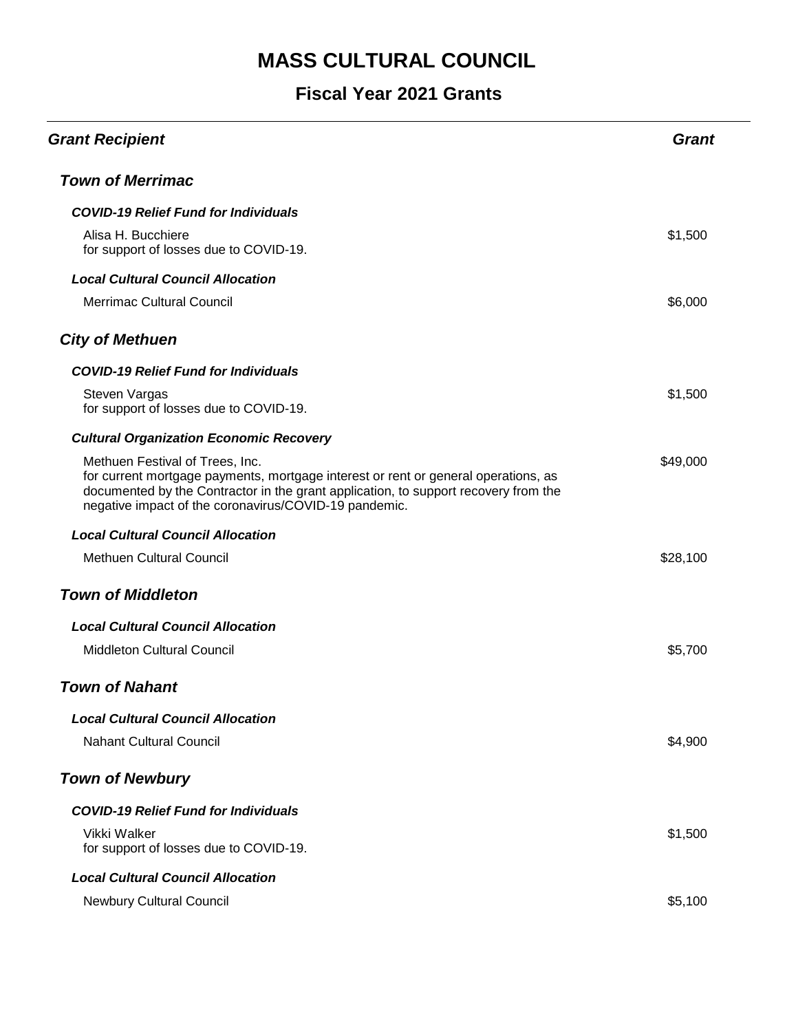# MASS CULTURAL COUNCIL

## Fiscal Year 2021 Grants

| ***Grant Recipient*** | ***Grant*** |
|---|---|
| ***Town of Merrimac*** | |
| ***COVID-19 Relief Fund for Individuals*** | |
| Alisa H. Bucchiere<br>for support of losses due to COVID-19. | $1,500 |
| ***Local Cultural Council Allocation*** | |
| Merrimac Cultural Council | $6,000 |
| ***City of Methuen*** | |
| ***COVID-19 Relief Fund for Individuals*** | |
| Steven Vargas<br>for support of losses due to COVID-19. | $1,500 |
| ***Cultural Organization Economic Recovery*** | |
| Methuen Festival of Trees, Inc.<br>for current mortgage payments, mortgage interest or rent or general operations, as documented by the Contractor in the grant application, to support recovery from the negative impact of the coronavirus/COVID-19 pandemic. | $49,000 |
| ***Local Cultural Council Allocation*** | |
| Methuen Cultural Council | $28,100 |
| ***Town of Middleton*** | |
| ***Local Cultural Council Allocation*** | |
| Middleton Cultural Council | $5,700 |
| ***Town of Nahant*** | |
| ***Local Cultural Council Allocation*** | |
| Nahant Cultural Council | $4,900 |
| ***Town of Newbury*** | |
| ***COVID-19 Relief Fund for Individuals*** | |
| Vikki Walker<br>for support of losses due to COVID-19. | $1,500 |
| ***Local Cultural Council Allocation*** | |
| Newbury Cultural Council | $5,100 |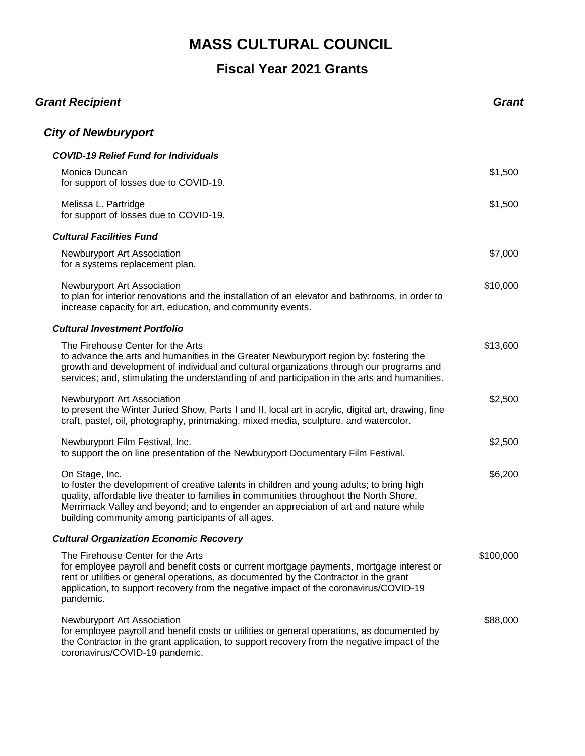# MASS CULTURAL COUNCIL

## Fiscal Year 2021 Grants

| *Grant Recipient* | *Grant* |
| --- | --- |
| ***City of Newburyport*** | |
| ***COVID-19 Relief Fund for Individuals*** | |
| Monica Duncan<br>for support of losses due to COVID-19. | $1,500 |
| Melissa L. Partridge<br>for support of losses due to COVID-19. | $1,500 |
| ***Cultural Facilities Fund*** | |
| Newburyport Art Association<br>for a systems replacement plan. | $7,000 |
| Newburyport Art Association<br>to plan for interior renovations and the installation of an elevator and bathrooms, in order to increase capacity for art, education, and community events. | $10,000 |
| ***Cultural Investment Portfolio*** | |
| The Firehouse Center for the Arts<br>to advance the arts and humanities in the Greater Newburyport region by: fostering the growth and development of individual and cultural organizations through our programs and services; and, stimulating the understanding of and participation in the arts and humanities. | $13,600 |
| Newburyport Art Association<br>to present the Winter Juried Show, Parts I and II, local art in acrylic, digital art, drawing, fine craft, pastel, oil, photography, printmaking, mixed media, sculpture, and watercolor. | $2,500 |
| Newburyport Film Festival, Inc.<br>to support the on line presentation of the Newburyport Documentary Film Festival. | $2,500 |
| On Stage, Inc.<br>to foster the development of creative talents in children and young adults; to bring high quality, affordable live theater to families in communities throughout the North Shore, Merrimack Valley and beyond; and to engender an appreciation of art and nature while building community among participants of all ages. | $6,200 |
| ***Cultural Organization Economic Recovery*** | |
| The Firehouse Center for the Arts<br>for employee payroll and benefit costs or current mortgage payments, mortgage interest or rent or utilities or general operations, as documented by the Contractor in the grant application, to support recovery from the negative impact of the coronavirus/COVID-19 pandemic. | $100,000 |
| Newburyport Art Association<br>for employee payroll and benefit costs or utilities or general operations, as documented by the Contractor in the grant application, to support recovery from the negative impact of the coronavirus/COVID-19 pandemic. | $88,000 |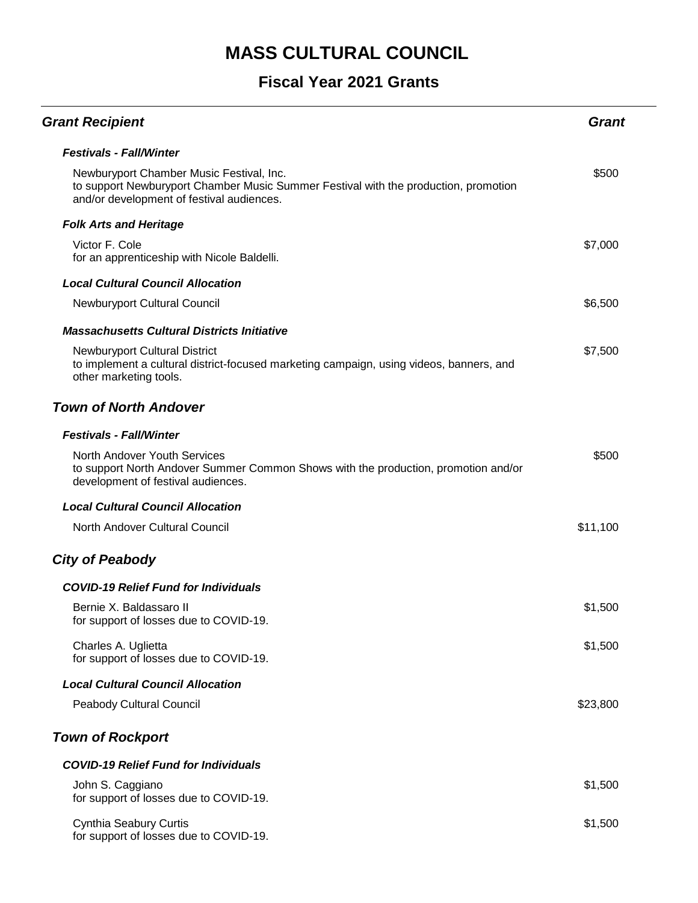# MASS CULTURAL COUNCIL

## Fiscal Year 2021 Grants

| *Grant Recipient* | *Grant* |
| --- | --- |
| ***Festivals - Fall/Winter*** | |
| Newburyport Chamber Music Festival, Inc.<br>to support Newburyport Chamber Music Summer Festival with the production, promotion and/or development of festival audiences. | \$500 |
| ***Folk Arts and Heritage*** | |
| Victor F. Cole<br>for an apprenticeship with Nicole Baldelli. | \$7,000 |
| ***Local Cultural Council Allocation*** | |
| Newburyport Cultural Council | \$6,500 |
| ***Massachusetts Cultural Districts Initiative*** | |
| Newburyport Cultural District<br>to implement a cultural district-focused marketing campaign, using videos, banners, and other marketing tools. | \$7,500 |

### *Town of North Andover*

| | |
| --- | --- |
| ***Festivals - Fall/Winter*** | |
| North Andover Youth Services<br>to support North Andover Summer Common Shows with the production, promotion and/or development of festival audiences. | \$500 |
| ***Local Cultural Council Allocation*** | |
| North Andover Cultural Council | \$11,100 |

### *City of Peabody*

| | |
| --- | --- |
| ***COVID-19 Relief Fund for Individuals*** | |
| Bernie X. Baldassaro II<br>for support of losses due to COVID-19. | \$1,500 |
| Charles A. Uglietta<br>for support of losses due to COVID-19. | \$1,500 |
| ***Local Cultural Council Allocation*** | |
| Peabody Cultural Council | \$23,800 |

### *Town of Rockport*

| | |
| --- | --- |
| ***COVID-19 Relief Fund for Individuals*** | |
| John S. Caggiano<br>for support of losses due to COVID-19. | \$1,500 |
| Cynthia Seabury Curtis<br>for support of losses due to COVID-19. | \$1,500 |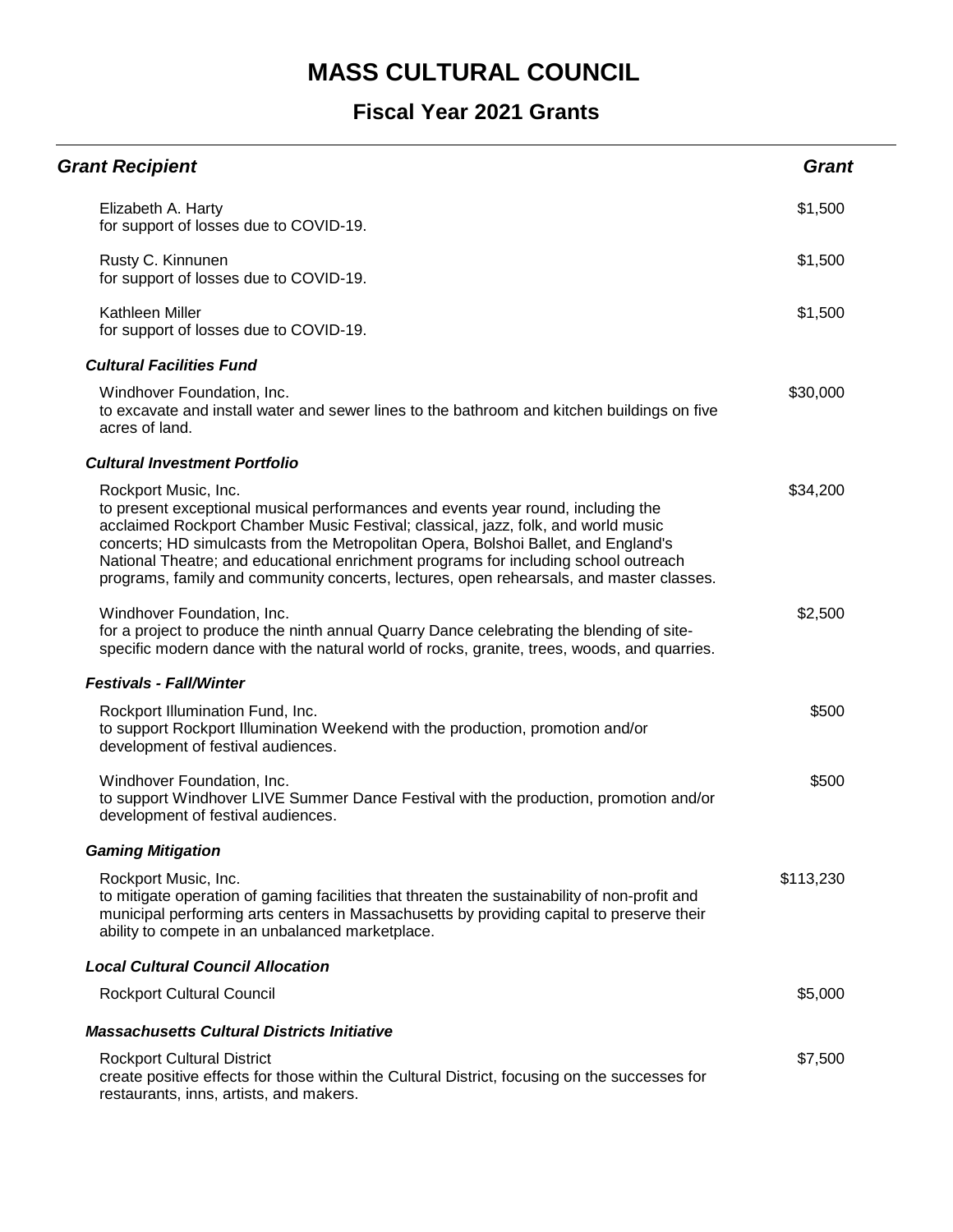# MASS CULTURAL COUNCIL

## Fiscal Year 2021 Grants

| *Grant Recipient* | *Grant* |
| --- | --- |
| Elizabeth A. Harty<br>for support of losses due to COVID-19. | $1,500 |
| Rusty C. Kinnunen<br>for support of losses due to COVID-19. | $1,500 |
| Kathleen Miller<br>for support of losses due to COVID-19. | $1,500 |
| ***Cultural Facilities Fund*** | |
| Windhover Foundation, Inc.<br>to excavate and install water and sewer lines to the bathroom and kitchen buildings on five acres of land. | $30,000 |
| ***Cultural Investment Portfolio*** | |
| Rockport Music, Inc.<br>to present exceptional musical performances and events year round, including the acclaimed Rockport Chamber Music Festival; classical, jazz, folk, and world music concerts; HD simulcasts from the Metropolitan Opera, Bolshoi Ballet, and England's National Theatre; and educational enrichment programs for including school outreach programs, family and community concerts, lectures, open rehearsals, and master classes. | $34,200 |
| Windhover Foundation, Inc.<br>for a project to produce the ninth annual Quarry Dance celebrating the blending of site-specific modern dance with the natural world of rocks, granite, trees, woods, and quarries. | $2,500 |
| ***Festivals - Fall/Winter*** | |
| Rockport Illumination Fund, Inc.<br>to support Rockport Illumination Weekend with the production, promotion and/or development of festival audiences. | $500 |
| Windhover Foundation, Inc.<br>to support Windhover LIVE Summer Dance Festival with the production, promotion and/or development of festival audiences. | $500 |
| ***Gaming Mitigation*** | |
| Rockport Music, Inc.<br>to mitigate operation of gaming facilities that threaten the sustainability of non-profit and municipal performing arts centers in Massachusetts by providing capital to preserve their ability to compete in an unbalanced marketplace. | $113,230 |
| ***Local Cultural Council Allocation*** | |
| Rockport Cultural Council | $5,000 |
| ***Massachusetts Cultural Districts Initiative*** | |
| Rockport Cultural District<br>create positive effects for those within the Cultural District, focusing on the successes for restaurants, inns, artists, and makers. | $7,500 |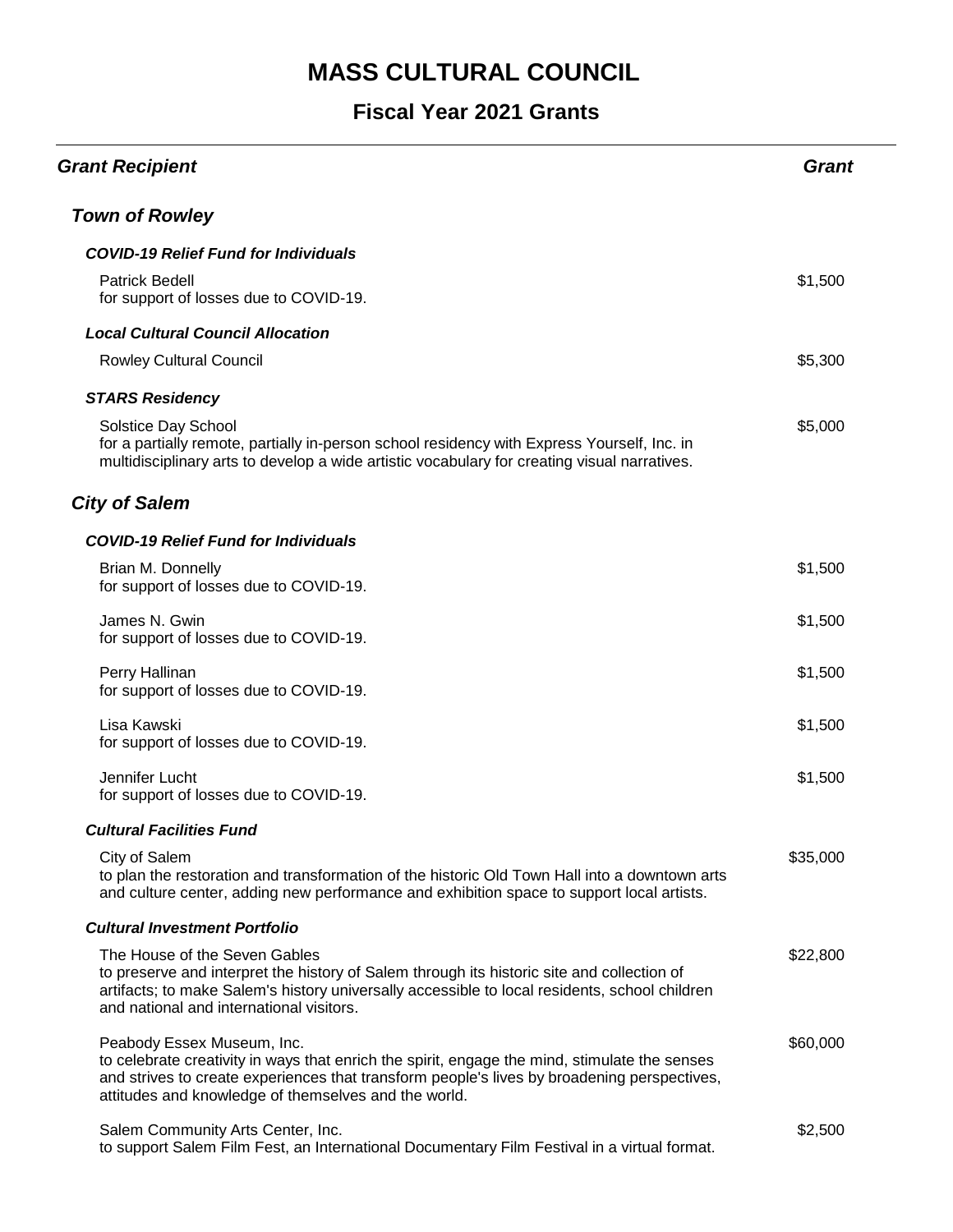# MASS CULTURAL COUNCIL

## Fiscal Year 2021 Grants

| Grant Recipient | Grant |
|---|---|
| ***Town of Rowley*** | |
| ***COVID-19 Relief Fund for Individuals*** | |
| Patrick Bedell<br>for support of losses due to COVID-19. | $1,500 |
| ***Local Cultural Council Allocation*** | |
| Rowley Cultural Council | $5,300 |
| ***STARS Residency*** | |
| Solstice Day School<br>for a partially remote, partially in-person school residency with Express Yourself, Inc. in multidisciplinary arts to develop a wide artistic vocabulary for creating visual narratives. | $5,000 |
| ***City of Salem*** | |
| ***COVID-19 Relief Fund for Individuals*** | |
| Brian M. Donnelly<br>for support of losses due to COVID-19. | $1,500 |
| James N. Gwin<br>for support of losses due to COVID-19. | $1,500 |
| Perry Hallinan<br>for support of losses due to COVID-19. | $1,500 |
| Lisa Kawski<br>for support of losses due to COVID-19. | $1,500 |
| Jennifer Lucht<br>for support of losses due to COVID-19. | $1,500 |
| ***Cultural Facilities Fund*** | |
| City of Salem<br>to plan the restoration and transformation of the historic Old Town Hall into a downtown arts and culture center, adding new performance and exhibition space to support local artists. | $35,000 |
| ***Cultural Investment Portfolio*** | |
| The House of the Seven Gables<br>to preserve and interpret the history of Salem through its historic site and collection of artifacts; to make Salem's history universally accessible to local residents, school children and national and international visitors. | $22,800 |
| Peabody Essex Museum, Inc.<br>to celebrate creativity in ways that enrich the spirit, engage the mind, stimulate the senses and strives to create experiences that transform people's lives by broadening perspectives, attitudes and knowledge of themselves and the world. | $60,000 |
| Salem Community Arts Center, Inc.<br>to support Salem Film Fest, an International Documentary Film Festival in a virtual format. | $2,500 |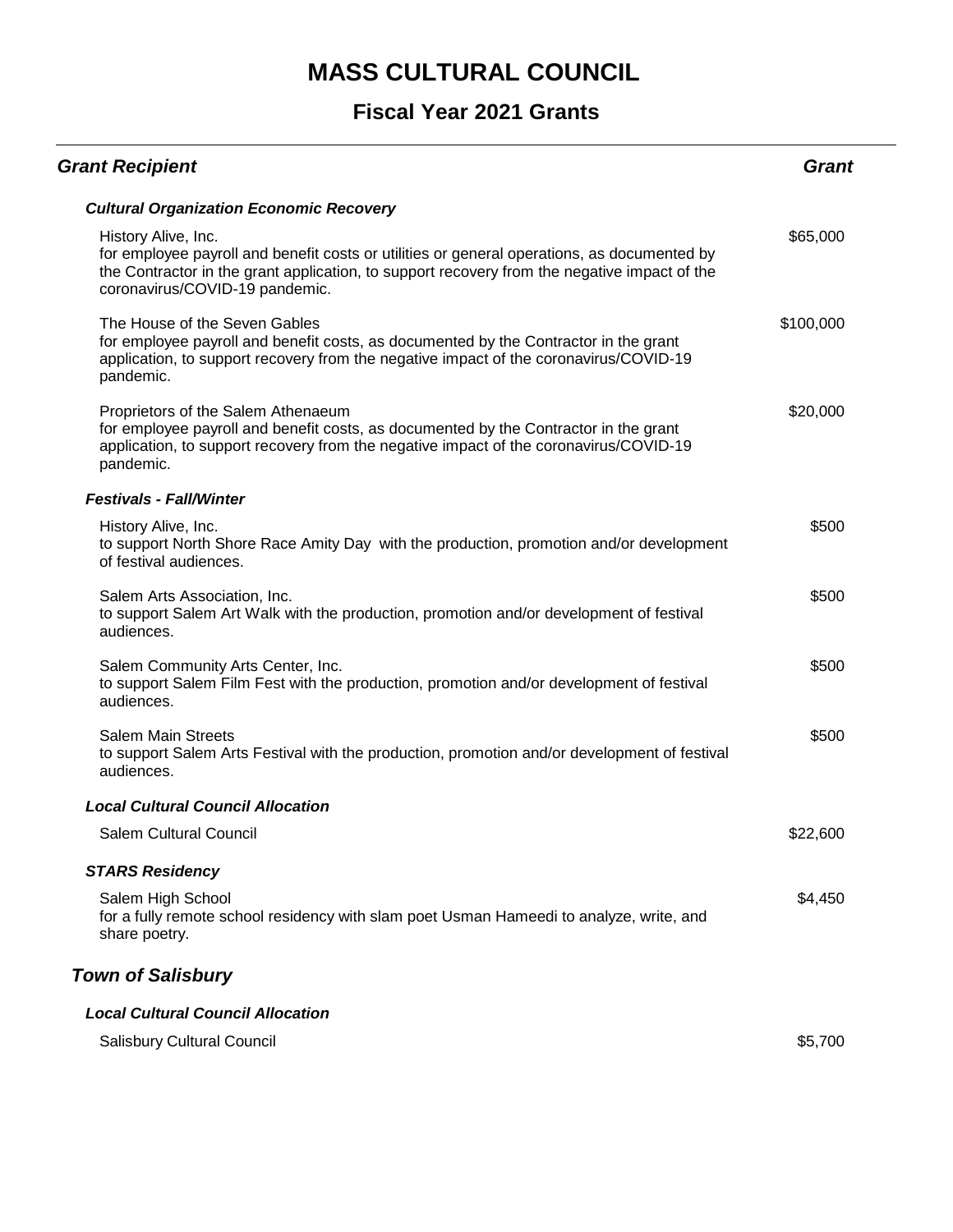# MASS CULTURAL COUNCIL

## Fiscal Year 2021 Grants

| *Grant Recipient* | *Grant* |
|---|---|
| ***Cultural Organization Economic Recovery*** | |
| History Alive, Inc.<br>for employee payroll and benefit costs or utilities or general operations, as documented by the Contractor in the grant application, to support recovery from the negative impact of the coronavirus/COVID-19 pandemic. | $65,000 |
| The House of the Seven Gables<br>for employee payroll and benefit costs, as documented by the Contractor in the grant application, to support recovery from the negative impact of the coronavirus/COVID-19 pandemic. | $100,000 |
| Proprietors of the Salem Athenaeum<br>for employee payroll and benefit costs, as documented by the Contractor in the grant application, to support recovery from the negative impact of the coronavirus/COVID-19 pandemic. | $20,000 |
| ***Festivals - Fall/Winter*** | |
| History Alive, Inc.<br>to support North Shore Race Amity Day with the production, promotion and/or development of festival audiences. | $500 |
| Salem Arts Association, Inc.<br>to support Salem Art Walk with the production, promotion and/or development of festival audiences. | $500 |
| Salem Community Arts Center, Inc.<br>to support Salem Film Fest with the production, promotion and/or development of festival audiences. | $500 |
| Salem Main Streets<br>to support Salem Arts Festival with the production, promotion and/or development of festival audiences. | $500 |
| ***Local Cultural Council Allocation*** | |
| Salem Cultural Council | $22,600 |
| ***STARS Residency*** | |
| Salem High School<br>for a fully remote school residency with slam poet Usman Hameedi to analyze, write, and share poetry. | $4,450 |

### *Town of Salisbury*

| *Grant Recipient* | *Grant* |
|---|---|
| ***Local Cultural Council Allocation*** | |
| Salisbury Cultural Council | $5,700 |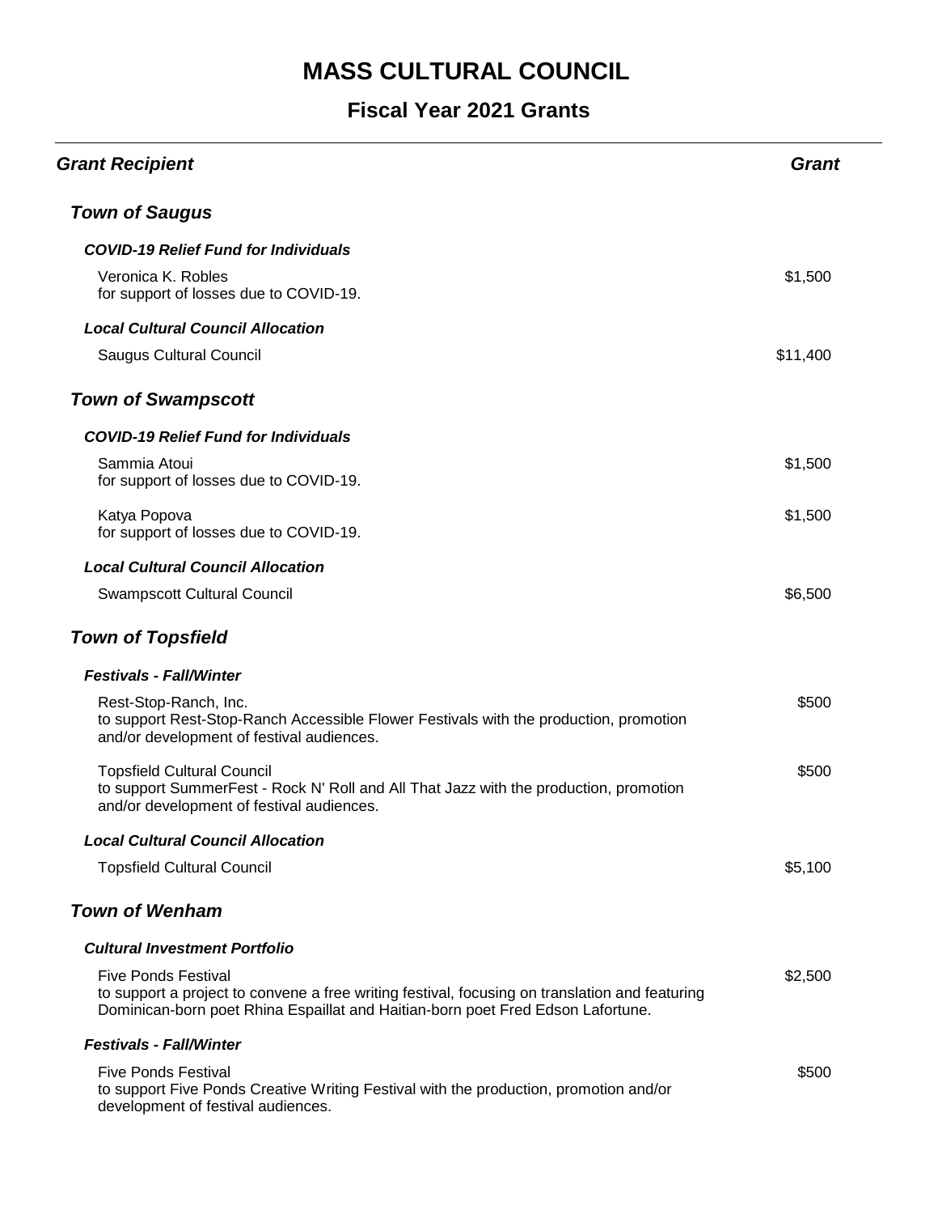# MASS CULTURAL COUNCIL

## Fiscal Year 2021 Grants

| ***Grant Recipient*** | ***Grant*** |
|---|---|
| ***Town of Saugus*** | |
| ***COVID-19 Relief Fund for Individuals*** | |
| Veronica K. Robles<br>for support of losses due to COVID-19. | $1,500 |
| ***Local Cultural Council Allocation*** | |
| Saugus Cultural Council | $11,400 |
| ***Town of Swampscott*** | |
| ***COVID-19 Relief Fund for Individuals*** | |
| Sammia Atoui<br>for support of losses due to COVID-19. | $1,500 |
| Katya Popova<br>for support of losses due to COVID-19. | $1,500 |
| ***Local Cultural Council Allocation*** | |
| Swampscott Cultural Council | $6,500 |
| ***Town of Topsfield*** | |
| ***Festivals - Fall/Winter*** | |
| Rest-Stop-Ranch, Inc.<br>to support Rest-Stop-Ranch Accessible Flower Festivals with the production, promotion and/or development of festival audiences. | $500 |
| Topsfield Cultural Council<br>to support SummerFest - Rock N' Roll and All That Jazz with the production, promotion and/or development of festival audiences. | $500 |
| ***Local Cultural Council Allocation*** | |
| Topsfield Cultural Council | $5,100 |
| ***Town of Wenham*** | |
| ***Cultural Investment Portfolio*** | |
| Five Ponds Festival<br>to support a project to convene a free writing festival, focusing on translation and featuring Dominican-born poet Rhina Espaillat and Haitian-born poet Fred Edson Lafortune. | $2,500 |
| ***Festivals - Fall/Winter*** | |
| Five Ponds Festival<br>to support Five Ponds Creative Writing Festival with the production, promotion and/or development of festival audiences. | $500 |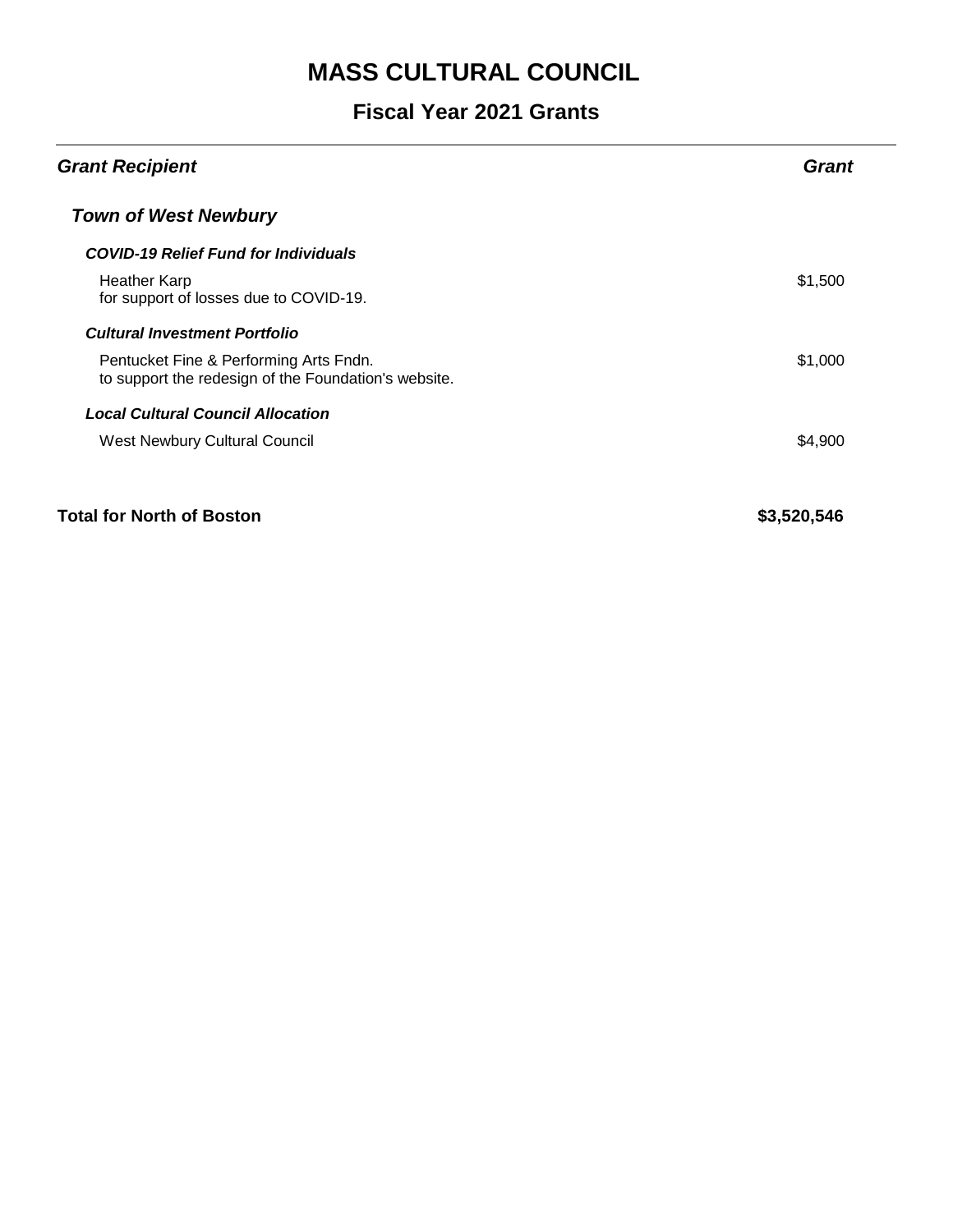# MASS CULTURAL COUNCIL

## Fiscal Year 2021 Grants

| ***Grant Recipient*** | ***Grant*** |
|---|---|
| ***Town of West Newbury*** | |
| ***COVID-19 Relief Fund for Individuals*** | |
| Heather Karp<br>for support of losses due to COVID-19. | $1,500 |
| ***Cultural Investment Portfolio*** | |
| Pentucket Fine & Performing Arts Fndn.<br>to support the redesign of the Foundation's website. | $1,000 |
| ***Local Cultural Council Allocation*** | |
| West Newbury Cultural Council | $4,900 |
| **Total for North of Boston** | **$3,520,546** |